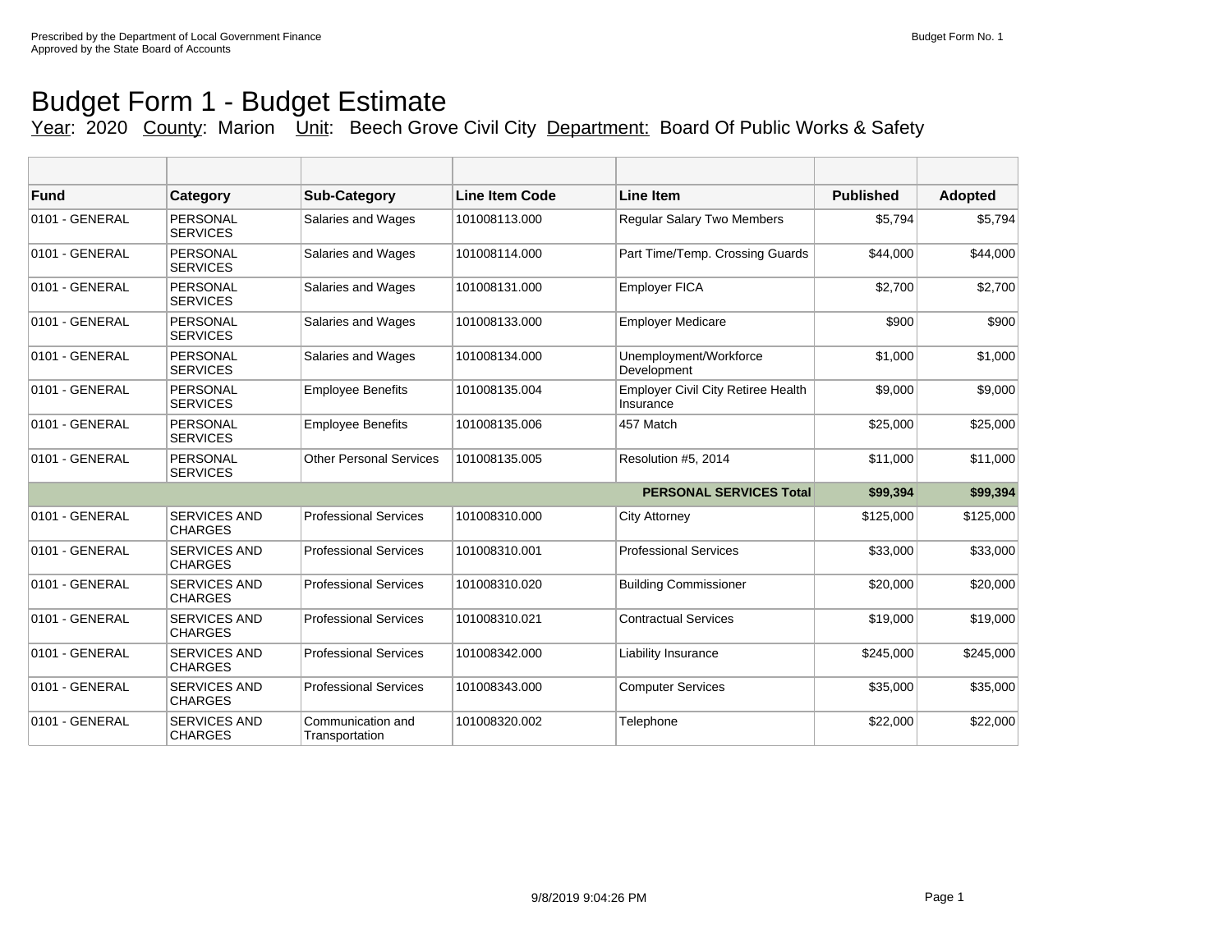Prescribed by the Department of Local Government Finance
Approved by the State Board of Accounts

Budget Form No. 1

# Budget Form 1 - Budget Estimate

Year: 2020 County: Marion Unit: Beech Grove Civil City Department: Board Of Public Works & Safety

| Fund | Category | Sub-Category | Line Item Code | Line Item | Published | Adopted |
|---|---|---|---|---|---|---|
| 0101 - GENERAL | PERSONAL SERVICES | Salaries and Wages | 101008113.000 | Regular Salary Two Members | $5,794 | $5,794 |
| 0101 - GENERAL | PERSONAL SERVICES | Salaries and Wages | 101008114.000 | Part Time/Temp. Crossing Guards | $44,000 | $44,000 |
| 0101 - GENERAL | PERSONAL SERVICES | Salaries and Wages | 101008131.000 | Employer FICA | $2,700 | $2,700 |
| 0101 - GENERAL | PERSONAL SERVICES | Salaries and Wages | 101008133.000 | Employer Medicare | $900 | $900 |
| 0101 - GENERAL | PERSONAL SERVICES | Salaries and Wages | 101008134.000 | Unemployment/Workforce Development | $1,000 | $1,000 |
| 0101 - GENERAL | PERSONAL SERVICES | Employee Benefits | 101008135.004 | Employer Civil City Retiree Health Insurance | $9,000 | $9,000 |
| 0101 - GENERAL | PERSONAL SERVICES | Employee Benefits | 101008135.006 | 457 Match | $25,000 | $25,000 |
| 0101 - GENERAL | PERSONAL SERVICES | Other Personal Services | 101008135.005 | Resolution #5, 2014 | $11,000 | $11,000 |
| | | | | **PERSONAL SERVICES Total** | **$99,394** | **$99,394** |
| 0101 - GENERAL | SERVICES AND CHARGES | Professional Services | 101008310.000 | City Attorney | $125,000 | $125,000 |
| 0101 - GENERAL | SERVICES AND CHARGES | Professional Services | 101008310.001 | Professional Services | $33,000 | $33,000 |
| 0101 - GENERAL | SERVICES AND CHARGES | Professional Services | 101008310.020 | Building Commissioner | $20,000 | $20,000 |
| 0101 - GENERAL | SERVICES AND CHARGES | Professional Services | 101008310.021 | Contractual Services | $19,000 | $19,000 |
| 0101 - GENERAL | SERVICES AND CHARGES | Professional Services | 101008342.000 | Liability Insurance | $245,000 | $245,000 |
| 0101 - GENERAL | SERVICES AND CHARGES | Professional Services | 101008343.000 | Computer Services | $35,000 | $35,000 |
| 0101 - GENERAL | SERVICES AND CHARGES | Communication and Transportation | 101008320.002 | Telephone | $22,000 | $22,000 |

9/8/2019 9:04:26 PM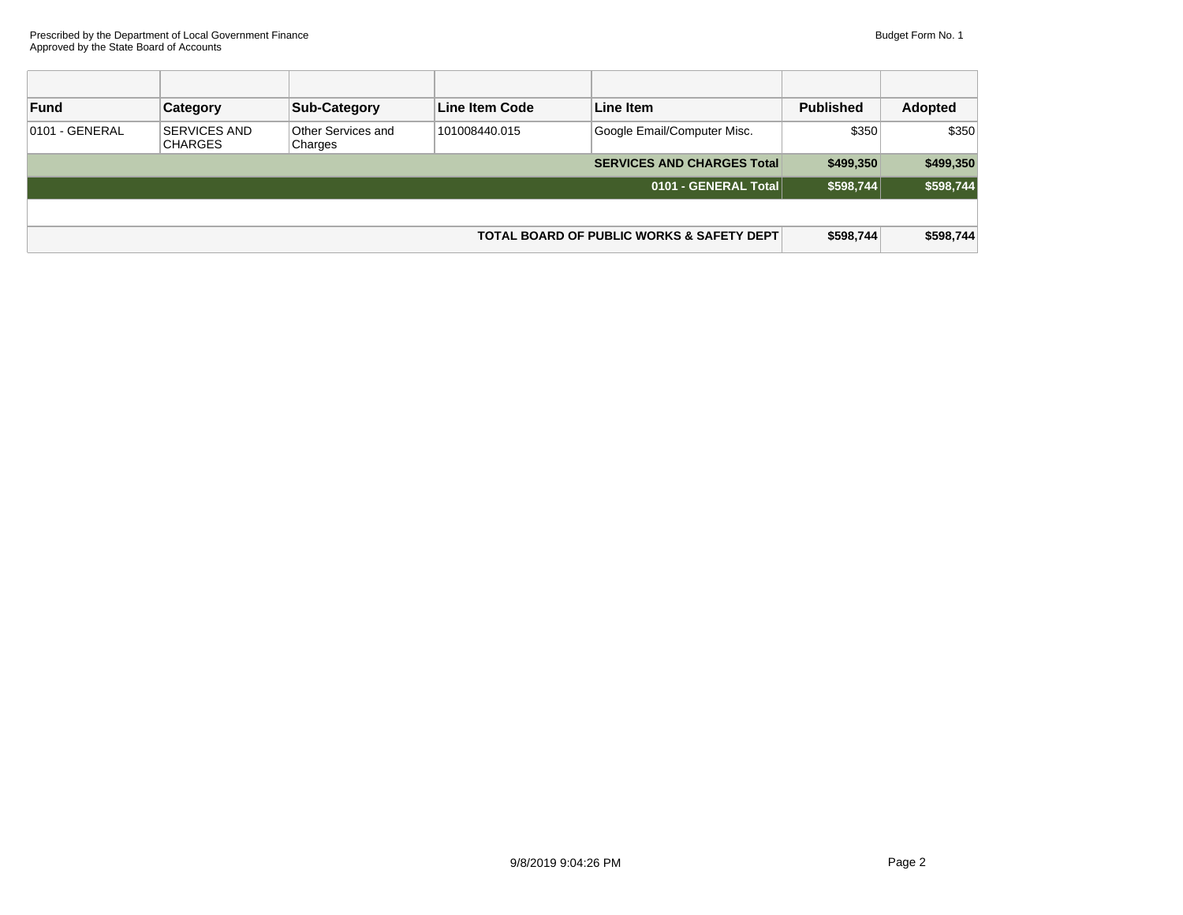| | | | | | | |
|---|---|---|---|---|---|---|
| **Fund** | **Category** | **Sub-Category** | **Line Item Code** | **Line Item** | **Published** | **Adopted** |
| 0101 - GENERAL | SERVICES AND CHARGES | Other Services and Charges | 101008440.015 | Google Email/Computer Misc. | $350 | $350 |
| | | | | **SERVICES AND CHARGES Total** | **$499,350** | **$499,350** |
| | | | | **0101 - GENERAL Total** | **$598,744** | **$598,744** |
| | | | | | | |
| | | | | **TOTAL BOARD OF PUBLIC WORKS & SAFETY DEPT** | **$598,744** | **$598,744** |

9/8/2019 9:04:26 PM